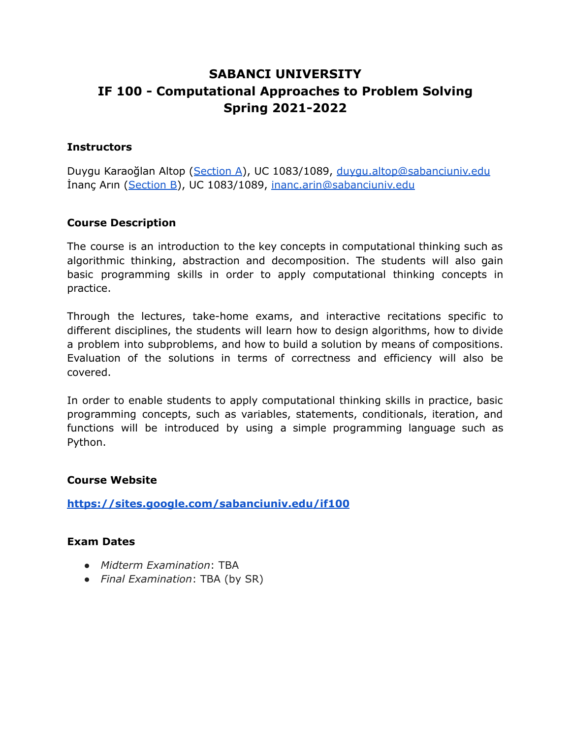# SABANCI UNIVERSITY
# IF 100 - Computational Approaches to Problem Solving
# Spring 2021-2022

### Instructors

Duygu Karaoğlan Altop (Section A), UC 1083/1089, duygu.altop@sabanciuniv.edu
İnanç Arın (Section B), UC 1083/1089, inanc.arin@sabanciuniv.edu

### Course Description

The course is an introduction to the key concepts in computational thinking such as algorithmic thinking, abstraction and decomposition. The students will also gain basic programming skills in order to apply computational thinking concepts in practice.

Through the lectures, take-home exams, and interactive recitations specific to different disciplines, the students will learn how to design algorithms, how to divide a problem into subproblems, and how to build a solution by means of compositions. Evaluation of the solutions in terms of correctness and efficiency will also be covered.

In order to enable students to apply computational thinking skills in practice, basic programming concepts, such as variables, statements, conditionals, iteration, and functions will be introduced by using a simple programming language such as Python.

### Course Website

**https://sites.google.com/sabanciuniv.edu/if100**

### Exam Dates

- *Midterm Examination*: TBA
- *Final Examination*: TBA (by SR)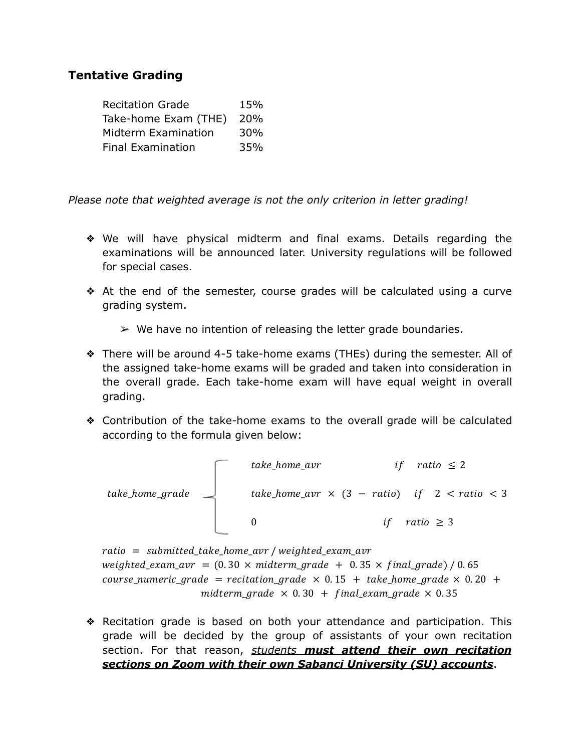## Tentative Grading

| | |
|---|---|
| Recitation Grade | 15% |
| Take-home Exam (THE) | 20% |
| Midterm Examination | 30% |
| Final Examination | 35% |

*Please note that weighted average is not the only criterion in letter grading!*

- We will have physical midterm and final exams. Details regarding the examinations will be announced later. University regulations will be followed for special cases.

- At the end of the semester, course grades will be calculated using a curve grading system.

  - We have no intention of releasing the letter grade boundaries.

- There will be around 4-5 take-home exams (THEs) during the semester. All of the assigned take-home exams will be graded and taken into consideration in the overall grade. Each take-home exam will have equal weight in overall grading.

- Contribution of the take-home exams to the overall grade will be calculated according to the formula given below:

$$
take\_home\_grade \begin{cases} take\_home\_avr & if \quad ratio \leq 2 \\ take\_home\_avr \times (3 - ratio) & if \quad 2 < ratio < 3 \\ 0 & if \quad ratio \geq 3 \end{cases}
$$

$ratio = submitted\_take\_home\_avr \,/\, weighted\_exam\_avr$

$weighted\_exam\_avr = (0.30 \times midterm\_grade + 0.35 \times final\_grade) \,/\, 0.65$

$course\_numeric\_grade = recitation\_grade \times 0.15 + take\_home\_grade \times 0.20 + midterm\_grade \times 0.30 + final\_exam\_grade \times 0.35$

- Recitation grade is based on both your attendance and participation. This grade will be decided by the group of assistants of your own recitation section. For that reason, *students* ***must attend their own recitation sections on Zoom with their own Sabanci University (SU) accounts***.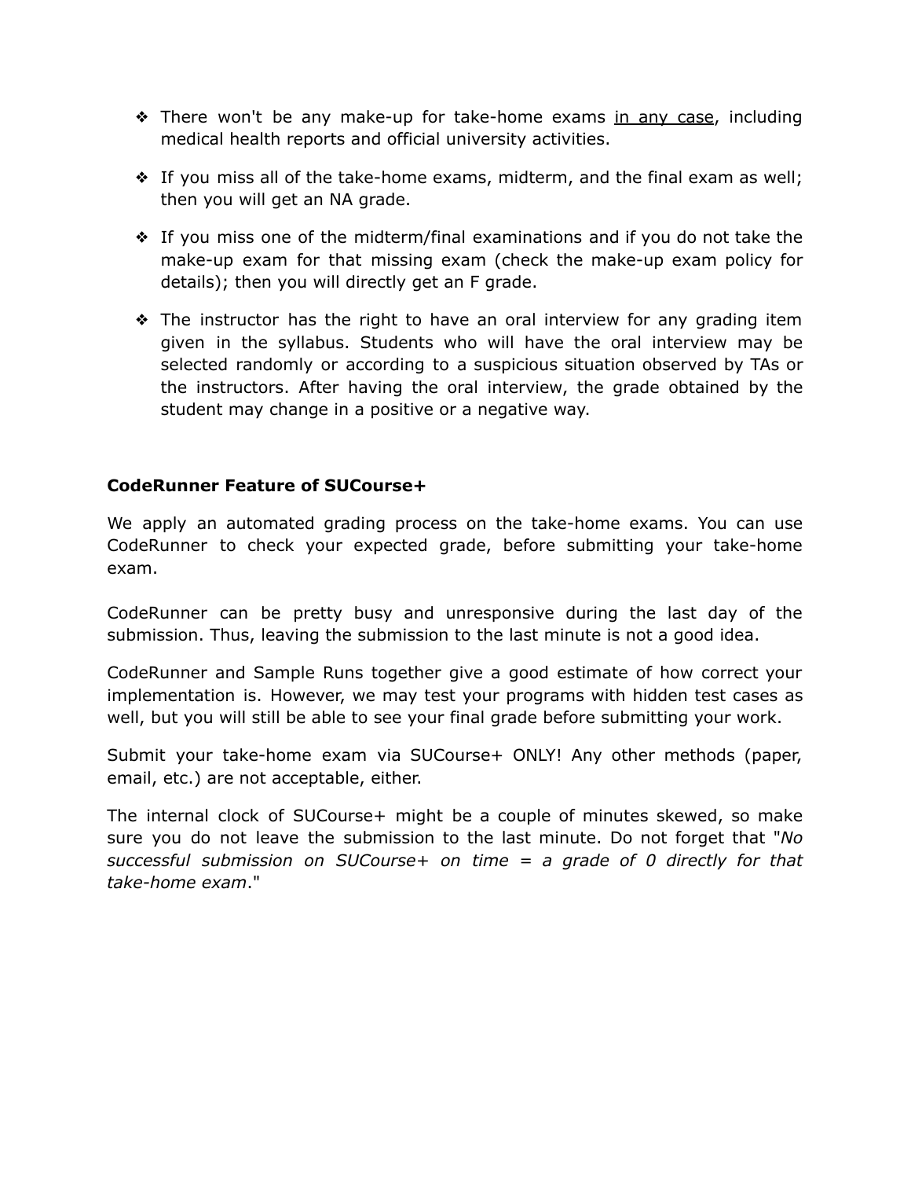- There won't be any make-up for take-home exams <u>in any case</u>, including medical health reports and official university activities.

- If you miss all of the take-home exams, midterm, and the final exam as well; then you will get an NA grade.

- If you miss one of the midterm/final examinations and if you do not take the make-up exam for that missing exam (check the make-up exam policy for details); then you will directly get an F grade.

- The instructor has the right to have an oral interview for any grading item given in the syllabus. Students who will have the oral interview may be selected randomly or according to a suspicious situation observed by TAs or the instructors. After having the oral interview, the grade obtained by the student may change in a positive or a negative way.

**CodeRunner Feature of SUCourse+**

We apply an automated grading process on the take-home exams. You can use CodeRunner to check your expected grade, before submitting your take-home exam.

CodeRunner can be pretty busy and unresponsive during the last day of the submission. Thus, leaving the submission to the last minute is not a good idea.

CodeRunner and Sample Runs together give a good estimate of how correct your implementation is. However, we may test your programs with hidden test cases as well, but you will still be able to see your final grade before submitting your work.

Submit your take-home exam via SUCourse+ ONLY! Any other methods (paper, email, etc.) are not acceptable, either.

The internal clock of SUCourse+ might be a couple of minutes skewed, so make sure you do not leave the submission to the last minute. Do not forget that "*No successful submission on SUCourse+ on time = a grade of 0 directly for that take-home exam*."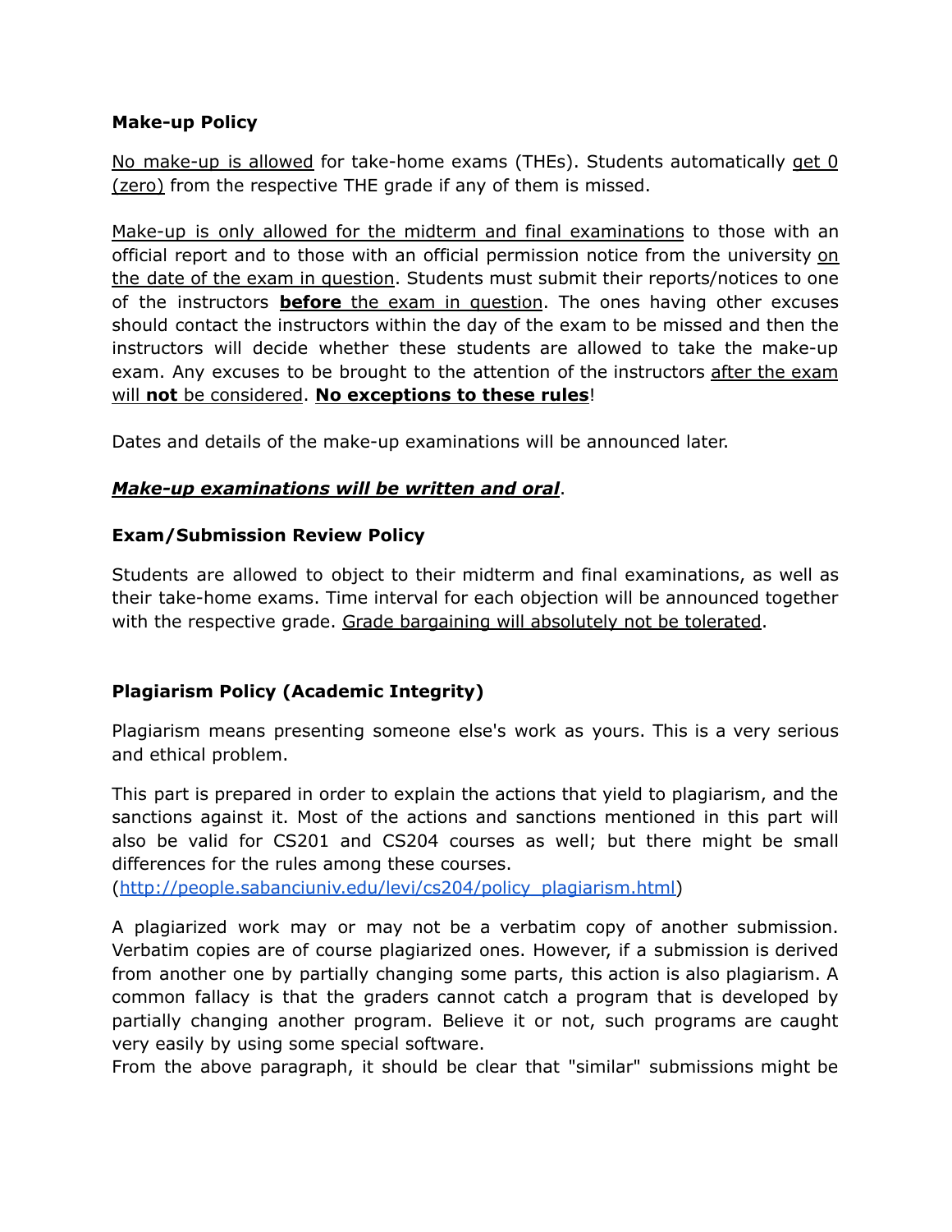**Make-up Policy**

No make-up is allowed for take-home exams (THEs). Students automatically get 0 (zero) from the respective THE grade if any of them is missed.

Make-up is only allowed for the midterm and final examinations to those with an official report and to those with an official permission notice from the university on the date of the exam in question. Students must submit their reports/notices to one of the instructors **before** the exam in question. The ones having other excuses should contact the instructors within the day of the exam to be missed and then the instructors will decide whether these students are allowed to take the make-up exam. Any excuses to be brought to the attention of the instructors after the exam will **not** be considered. **No exceptions to these rules**!

Dates and details of the make-up examinations will be announced later.

***Make-up examinations will be written and oral***.

**Exam/Submission Review Policy**

Students are allowed to object to their midterm and final examinations, as well as their take-home exams. Time interval for each objection will be announced together with the respective grade. Grade bargaining will absolutely not be tolerated.

**Plagiarism Policy (Academic Integrity)**

Plagiarism means presenting someone else's work as yours. This is a very serious and ethical problem.

This part is prepared in order to explain the actions that yield to plagiarism, and the sanctions against it. Most of the actions and sanctions mentioned in this part will also be valid for CS201 and CS204 courses as well; but there might be small differences for the rules among these courses. (http://people.sabanciuniv.edu/levi/cs204/policy_plagiarism.html)

A plagiarized work may or may not be a verbatim copy of another submission. Verbatim copies are of course plagiarized ones. However, if a submission is derived from another one by partially changing some parts, this action is also plagiarism. A common fallacy is that the graders cannot catch a program that is developed by partially changing another program. Believe it or not, such programs are caught very easily by using some special software.
From the above paragraph, it should be clear that "similar" submissions might be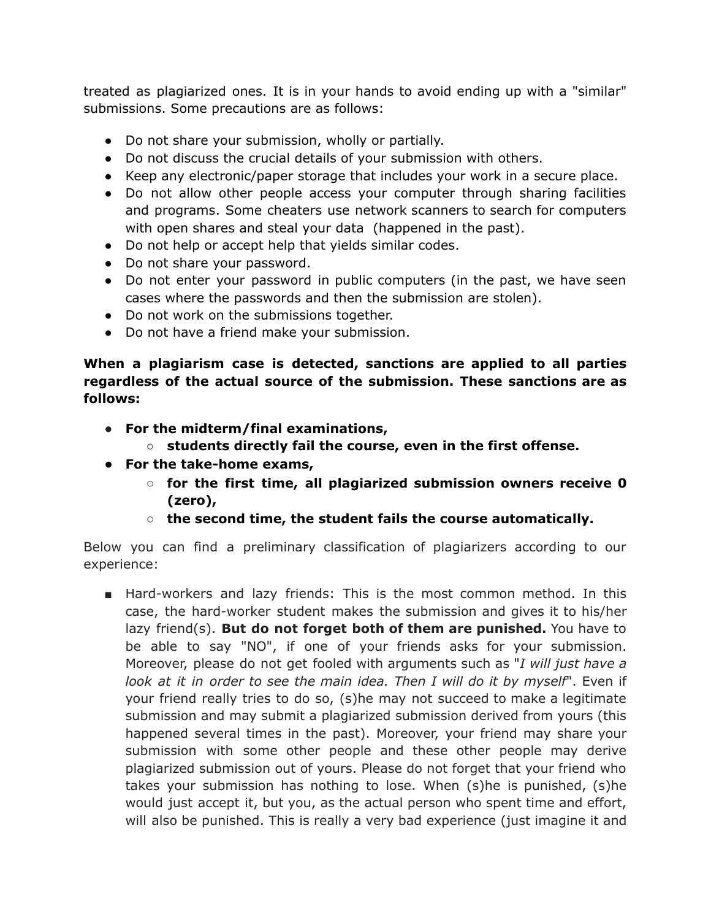treated as plagiarized ones. It is in your hands to avoid ending up with a "similar" submissions. Some precautions are as follows:

- Do not share your submission, wholly or partially.
- Do not discuss the crucial details of your submission with others.
- Keep any electronic/paper storage that includes your work in a secure place.
- Do not allow other people access your computer through sharing facilities and programs. Some cheaters use network scanners to search for computers with open shares and steal your data (happened in the past).
- Do not help or accept help that yields similar codes.
- Do not share your password.
- Do not enter your password in public computers (in the past, we have seen cases where the passwords and then the submission are stolen).
- Do not work on the submissions together.
- Do not have a friend make your submission.

**When a plagiarism case is detected, sanctions are applied to all parties regardless of the actual source of the submission. These sanctions are as follows:**

- **For the midterm/final examinations,**
  - **students directly fail the course, even in the first offense.**
- **For the take-home exams,**
  - **for the first time, all plagiarized submission owners receive 0 (zero),**
  - **the second time, the student fails the course automatically.**

Below you can find a preliminary classification of plagiarizers according to our experience:

- Hard-workers and lazy friends: This is the most common method. In this case, the hard-worker student makes the submission and gives it to his/her lazy friend(s). **But do not forget both of them are punished.** You have to be able to say "NO", if one of your friends asks for your submission. Moreover, please do not get fooled with arguments such as "*I will just have a look at it in order to see the main idea. Then I will do it by myself*". Even if your friend really tries to do so, (s)he may not succeed to make a legitimate submission and may submit a plagiarized submission derived from yours (this happened several times in the past). Moreover, your friend may share your submission with some other people and these other people may derive plagiarized submission out of yours. Please do not forget that your friend who takes your submission has nothing to lose. When (s)he is punished, (s)he would just accept it, but you, as the actual person who spent time and effort, will also be punished. This is really a very bad experience (just imagine it and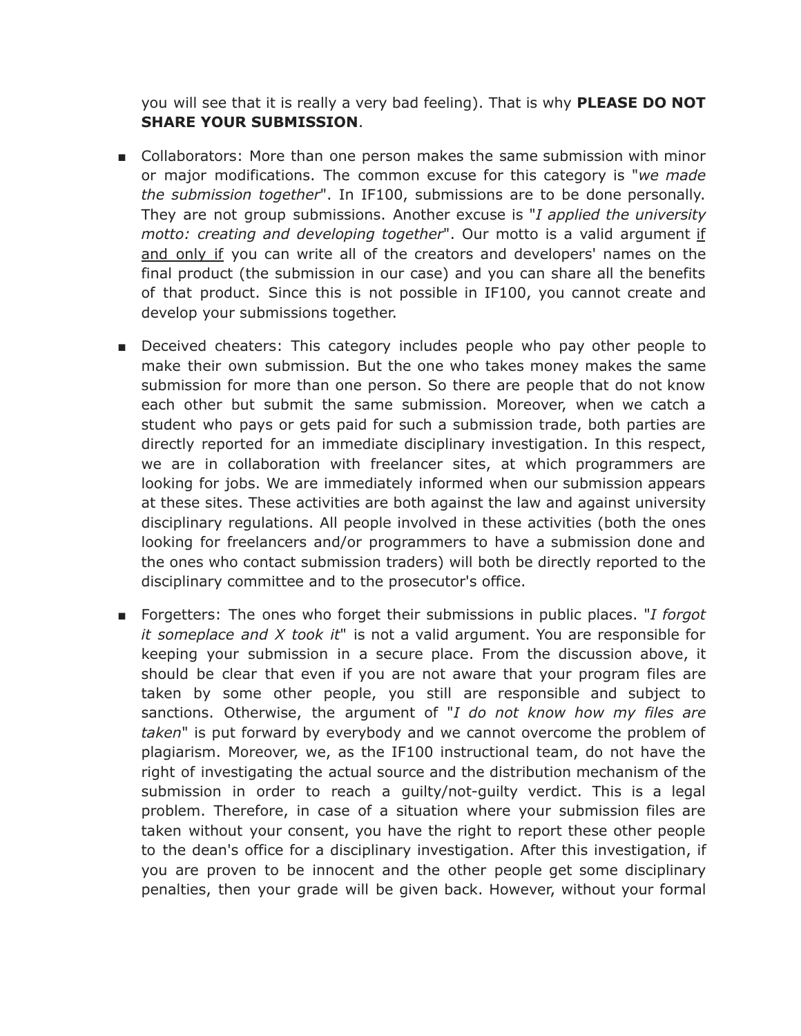you will see that it is really a very bad feeling). That is why **PLEASE DO NOT SHARE YOUR SUBMISSION**.

- Collaborators: More than one person makes the same submission with minor or major modifications. The common excuse for this category is "*we made the submission together*". In IF100, submissions are to be done personally. They are not group submissions. Another excuse is "*I applied the university motto: creating and developing together*". Our motto is a valid argument <u>if and only if</u> you can write all of the creators and developers' names on the final product (the submission in our case) and you can share all the benefits of that product. Since this is not possible in IF100, you cannot create and develop your submissions together.

- Deceived cheaters: This category includes people who pay other people to make their own submission. But the one who takes money makes the same submission for more than one person. So there are people that do not know each other but submit the same submission. Moreover, when we catch a student who pays or gets paid for such a submission trade, both parties are directly reported for an immediate disciplinary investigation. In this respect, we are in collaboration with freelancer sites, at which programmers are looking for jobs. We are immediately informed when our submission appears at these sites. These activities are both against the law and against university disciplinary regulations. All people involved in these activities (both the ones looking for freelancers and/or programmers to have a submission done and the ones who contact submission traders) will both be directly reported to the disciplinary committee and to the prosecutor's office.

- Forgetters: The ones who forget their submissions in public places. "*I forgot it someplace and X took it*" is not a valid argument. You are responsible for keeping your submission in a secure place. From the discussion above, it should be clear that even if you are not aware that your program files are taken by some other people, you still are responsible and subject to sanctions. Otherwise, the argument of "*I do not know how my files are taken*" is put forward by everybody and we cannot overcome the problem of plagiarism. Moreover, we, as the IF100 instructional team, do not have the right of investigating the actual source and the distribution mechanism of the submission in order to reach a guilty/not-guilty verdict. This is a legal problem. Therefore, in case of a situation where your submission files are taken without your consent, you have the right to report these other people to the dean's office for a disciplinary investigation. After this investigation, if you are proven to be innocent and the other people get some disciplinary penalties, then your grade will be given back. However, without your formal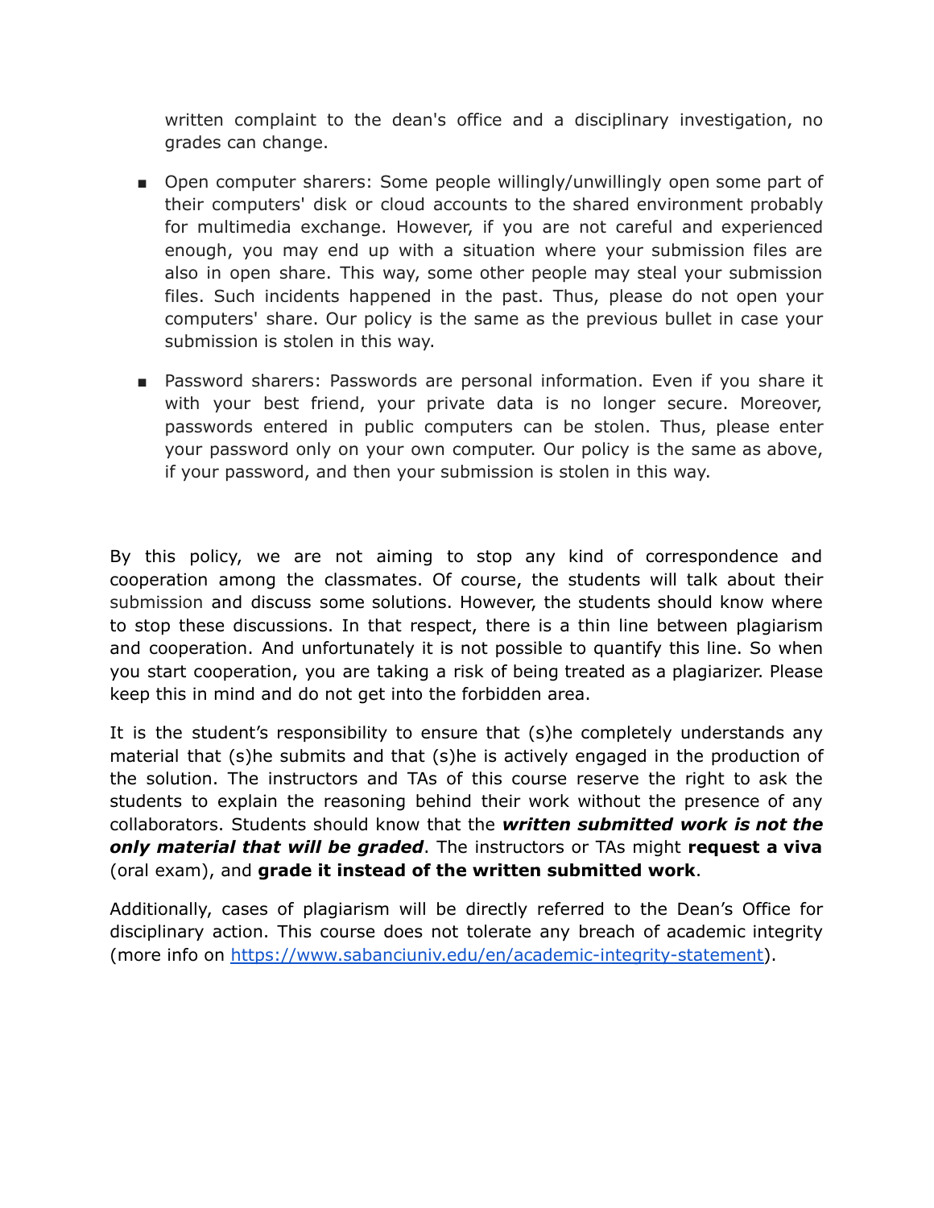written complaint to the dean's office and a disciplinary investigation, no grades can change.

- Open computer sharers: Some people willingly/unwillingly open some part of their computers' disk or cloud accounts to the shared environment probably for multimedia exchange. However, if you are not careful and experienced enough, you may end up with a situation where your submission files are also in open share. This way, some other people may steal your submission files. Such incidents happened in the past. Thus, please do not open your computers' share. Our policy is the same as the previous bullet in case your submission is stolen in this way.

- Password sharers: Passwords are personal information. Even if you share it with your best friend, your private data is no longer secure. Moreover, passwords entered in public computers can be stolen. Thus, please enter your password only on your own computer. Our policy is the same as above, if your password, and then your submission is stolen in this way.

By this policy, we are not aiming to stop any kind of correspondence and cooperation among the classmates. Of course, the students will talk about their submission and discuss some solutions. However, the students should know where to stop these discussions. In that respect, there is a thin line between plagiarism and cooperation. And unfortunately it is not possible to quantify this line. So when you start cooperation, you are taking a risk of being treated as a plagiarizer. Please keep this in mind and do not get into the forbidden area.

It is the student's responsibility to ensure that (s)he completely understands any material that (s)he submits and that (s)he is actively engaged in the production of the solution. The instructors and TAs of this course reserve the right to ask the students to explain the reasoning behind their work without the presence of any collaborators. Students should know that the ***written submitted work is not the only material that will be graded***. The instructors or TAs might **request a viva** (oral exam), and **grade it instead of the written submitted work**.

Additionally, cases of plagiarism will be directly referred to the Dean's Office for disciplinary action. This course does not tolerate any breach of academic integrity (more info on [https://www.sabanciuniv.edu/en/academic-integrity-statement](https://www.sabanciuniv.edu/en/academic-integrity-statement)).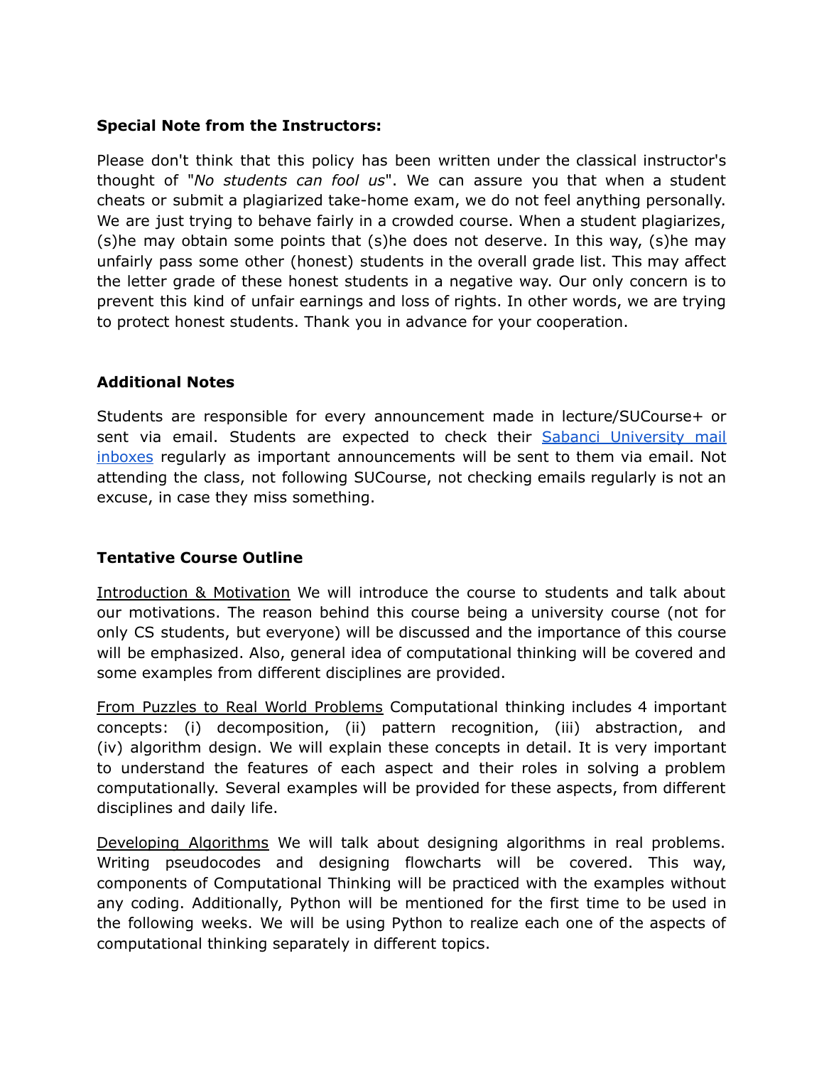**Special Note from the Instructors:**

Please don't think that this policy has been written under the classical instructor's thought of "*No students can fool us*". We can assure you that when a student cheats or submit a plagiarized take-home exam, we do not feel anything personally. We are just trying to behave fairly in a crowded course. When a student plagiarizes, (s)he may obtain some points that (s)he does not deserve. In this way, (s)he may unfairly pass some other (honest) students in the overall grade list. This may affect the letter grade of these honest students in a negative way. Our only concern is to prevent this kind of unfair earnings and loss of rights. In other words, we are trying to protect honest students. Thank you in advance for your cooperation.

**Additional Notes**

Students are responsible for every announcement made in lecture/SUCourse+ or sent via email. Students are expected to check their Sabanci University mail inboxes regularly as important announcements will be sent to them via email. Not attending the class, not following SUCourse, not checking emails regularly is not an excuse, in case they miss something.

**Tentative Course Outline**

Introduction & Motivation We will introduce the course to students and talk about our motivations. The reason behind this course being a university course (not for only CS students, but everyone) will be discussed and the importance of this course will be emphasized. Also, general idea of computational thinking will be covered and some examples from different disciplines are provided.

From Puzzles to Real World Problems Computational thinking includes 4 important concepts: (i) decomposition, (ii) pattern recognition, (iii) abstraction, and (iv) algorithm design. We will explain these concepts in detail. It is very important to understand the features of each aspect and their roles in solving a problem computationally. Several examples will be provided for these aspects, from different disciplines and daily life.

Developing Algorithms We will talk about designing algorithms in real problems. Writing pseudocodes and designing flowcharts will be covered. This way, components of Computational Thinking will be practiced with the examples without any coding. Additionally, Python will be mentioned for the first time to be used in the following weeks. We will be using Python to realize each one of the aspects of computational thinking separately in different topics.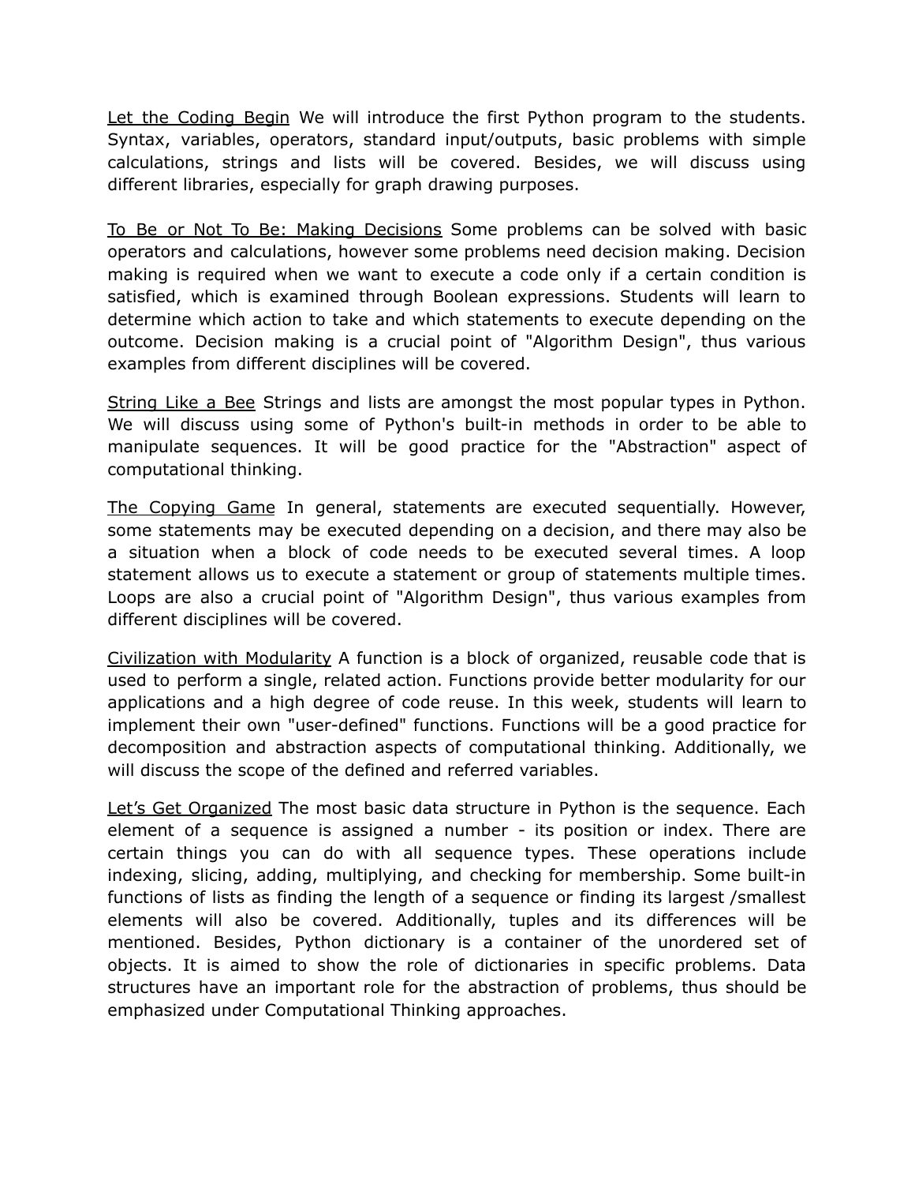<u>Let the Coding Begin</u> We will introduce the first Python program to the students. Syntax, variables, operators, standard input/outputs, basic problems with simple calculations, strings and lists will be covered. Besides, we will discuss using different libraries, especially for graph drawing purposes.

<u>To Be or Not To Be: Making Decisions</u> Some problems can be solved with basic operators and calculations, however some problems need decision making. Decision making is required when we want to execute a code only if a certain condition is satisfied, which is examined through Boolean expressions. Students will learn to determine which action to take and which statements to execute depending on the outcome. Decision making is a crucial point of "Algorithm Design", thus various examples from different disciplines will be covered.

<u>String Like a Bee</u> Strings and lists are amongst the most popular types in Python. We will discuss using some of Python's built-in methods in order to be able to manipulate sequences. It will be good practice for the "Abstraction" aspect of computational thinking.

<u>The Copying Game</u> In general, statements are executed sequentially. However, some statements may be executed depending on a decision, and there may also be a situation when a block of code needs to be executed several times. A loop statement allows us to execute a statement or group of statements multiple times. Loops are also a crucial point of "Algorithm Design", thus various examples from different disciplines will be covered.

<u>Civilization with Modularity</u> A function is a block of organized, reusable code that is used to perform a single, related action. Functions provide better modularity for our applications and a high degree of code reuse. In this week, students will learn to implement their own "user-defined" functions. Functions will be a good practice for decomposition and abstraction aspects of computational thinking. Additionally, we will discuss the scope of the defined and referred variables.

<u>Let's Get Organized</u> The most basic data structure in Python is the sequence. Each element of a sequence is assigned a number - its position or index. There are certain things you can do with all sequence types. These operations include indexing, slicing, adding, multiplying, and checking for membership. Some built-in functions of lists as finding the length of a sequence or finding its largest /smallest elements will also be covered. Additionally, tuples and its differences will be mentioned. Besides, Python dictionary is a container of the unordered set of objects. It is aimed to show the role of dictionaries in specific problems. Data structures have an important role for the abstraction of problems, thus should be emphasized under Computational Thinking approaches.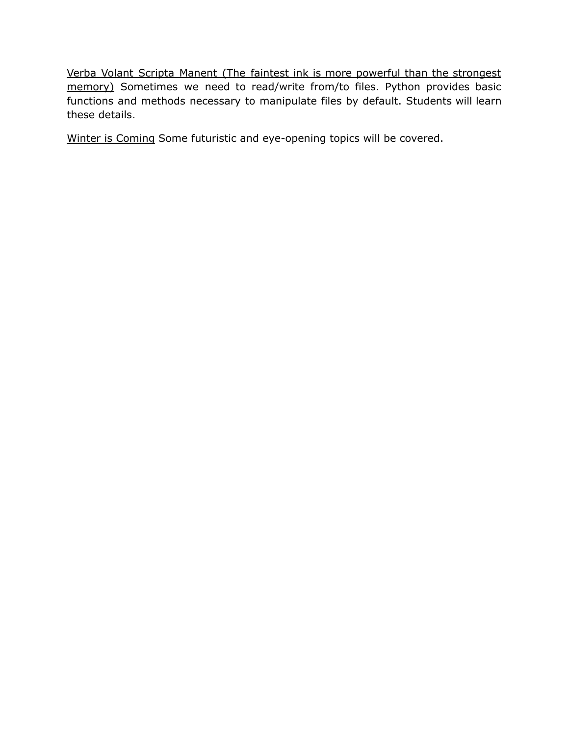<u>Verba Volant Scripta Manent (The faintest ink is more powerful than the strongest memory)</u> Sometimes we need to read/write from/to files. Python provides basic functions and methods necessary to manipulate files by default. Students will learn these details.

<u>Winter is Coming</u> Some futuristic and eye-opening topics will be covered.